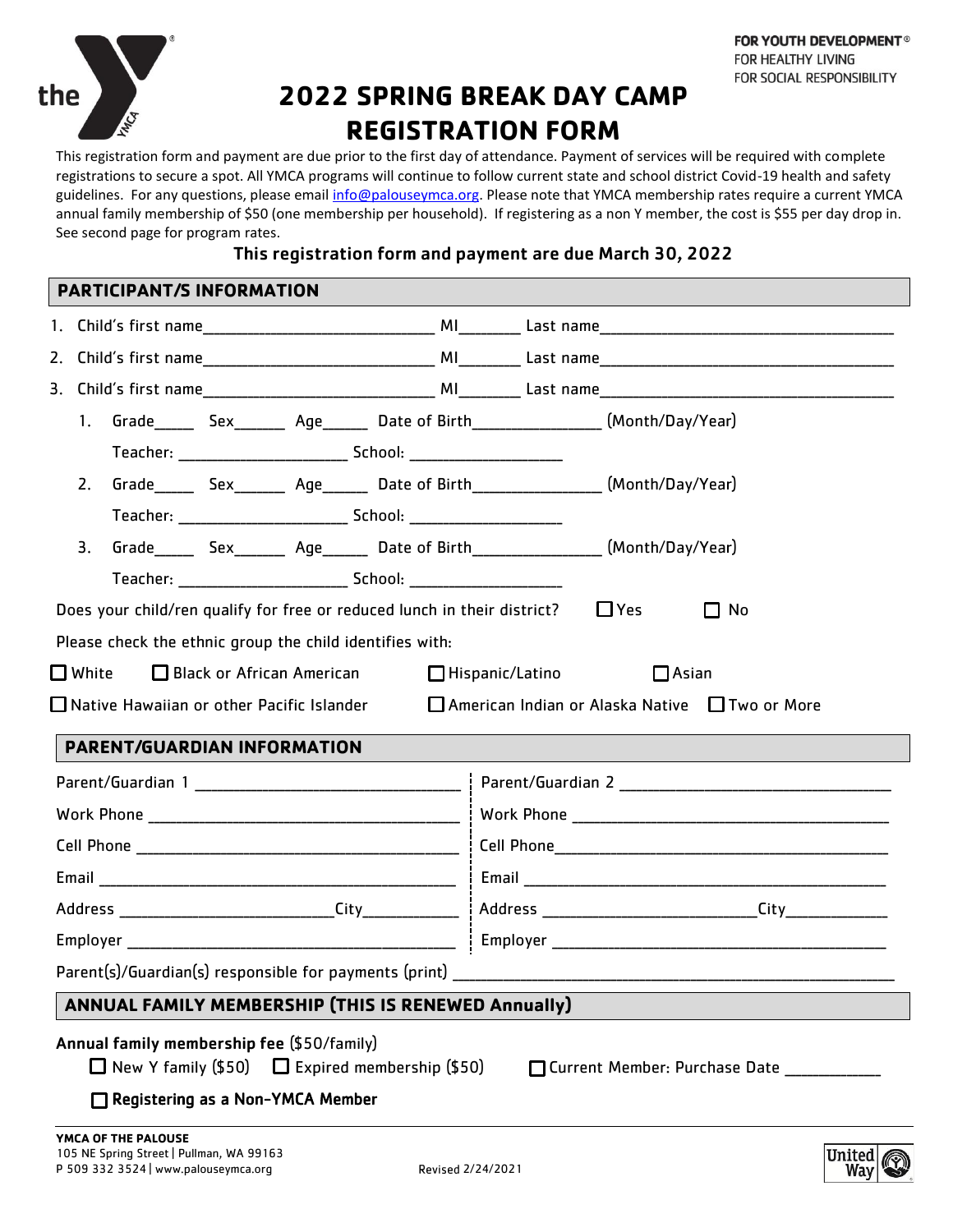FOR YOUTH DEVELOPMENT®
FOR HEALTHY LIVING
FOR SOCIAL RESPONSIBILITY

# 2022 SPRING BREAK DAY CAMP REGISTRATION FORM

This registration form and payment are due prior to the first day of attendance. Payment of services will be required with complete registrations to secure a spot. All YMCA programs will continue to follow current state and school district Covid-19 health and safety guidelines. For any questions, please email info@palouseymca.org. Please note that YMCA membership rates require a current YMCA annual family membership of $50 (one membership per household). If registering as a non Y member, the cost is $55 per day drop in. See second page for program rates.

**This registration form and payment are due March 30, 2022**

## PARTICIPANT/S INFORMATION

1. Child's first name____________________________ MI_______ Last name_____________________________________
2. Child's first name____________________________ MI_______ Last name_____________________________________
3. Child's first name____________________________ MI_______ Last name_____________________________________

1. Grade_____ Sex______ Age_____ Date of Birth_______________ (Month/Day/Year)
   Teacher: ____________________ School: __________________
2. Grade_____ Sex______ Age_____ Date of Birth_______________ (Month/Day/Year)
   Teacher: ____________________ School: __________________
3. Grade_____ Sex______ Age_____ Date of Birth_______________ (Month/Day/Year)
   Teacher: ____________________ School: __________________

Does your child/ren qualify for free or reduced lunch in their district? ☐ Yes ☐ No

Please check the ethnic group the child identifies with:

☐ White ☐ Black or African American ☐ Hispanic/Latino ☐ Asian

☐ Native Hawaiian or other Pacific Islander ☐ American Indian or Alaska Native ☐ Two or More

## PARENT/GUARDIAN INFORMATION

Parent/Guardian 1 ________________________________
Work Phone ________________________________________
Cell Phone ________________________________________
Email ____________________________________________
Address __________________________City___________
Employer __________________________________________

Parent/Guardian 2 ________________________________
Work Phone ________________________________________
Cell Phone ________________________________________
Email ____________________________________________
Address __________________________City___________
Employer __________________________________________

Parent(s)/Guardian(s) responsible for payments (print) _______________________________________________________

## ANNUAL FAMILY MEMBERSHIP (THIS IS RENEWED Annually)

**Annual family membership fee** ($50/family)

☐ New Y family ($50) ☐ Expired membership ($50) ☐ Current Member: Purchase Date ___________

☐ **Registering as a Non-YMCA Member**

**YMCA OF THE PALOUSE**
105 NE Spring Street | Pullman, WA 99163
P 509 332 3524 | www.palouseymca.org

Revised 2/24/2021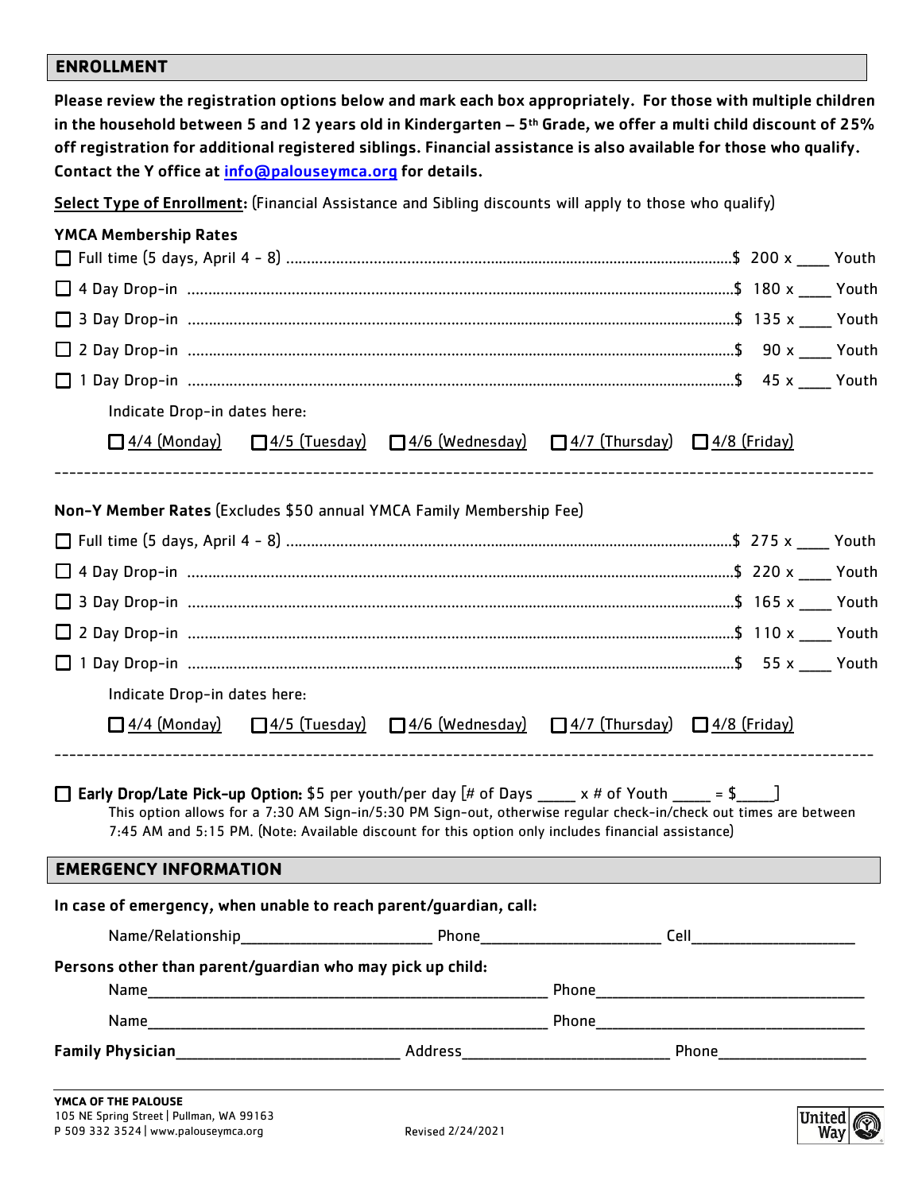## ENROLLMENT

**Please review the registration options below and mark each box appropriately. For those with multiple children in the household between 5 and 12 years old in Kindergarten – 5th Grade, we offer a multi child discount of 25% off registration for additional registered siblings. Financial assistance is also available for those who qualify. Contact the Y office at [info@palouseymca.org](mailto:info@palouseymca.org) for details.**

Select Type of Enrollment: (Financial Assistance and Sibling discounts will apply to those who qualify)

**YMCA Membership Rates**

- ☐ Full time (5 days, April 4 - 8) ............ $ 200 x ____ Youth
- ☐ 4 Day Drop-in ............ $ 180 x ____ Youth
- ☐ 3 Day Drop-in ............ $ 135 x ____ Youth
- ☐ 2 Day Drop-in ............ $ 90 x ____ Youth
- ☐ 1 Day Drop-in ............ $ 45 x ____ Youth

Indicate Drop-in dates here:

☐ 4/4 (Monday) ☐ 4/5 (Tuesday) ☐ 4/6 (Wednesday) ☐ 4/7 (Thursday) ☐ 4/8 (Friday)

---

**Non-Y Member Rates** (Excludes $50 annual YMCA Family Membership Fee)

- ☐ Full time (5 days, April 4 - 8) ............ $ 275 x ____ Youth
- ☐ 4 Day Drop-in ............ $ 220 x ____ Youth
- ☐ 3 Day Drop-in ............ $ 165 x ____ Youth
- ☐ 2 Day Drop-in ............ $ 110 x ____ Youth
- ☐ 1 Day Drop-in ............ $ 55 x ____ Youth

Indicate Drop-in dates here:

☐ 4/4 (Monday) ☐ 4/5 (Tuesday) ☐ 4/6 (Wednesday) ☐ 4/7 (Thursday) ☐ 4/8 (Friday)

---

☐ **Early Drop/Late Pick-up Option:** $5 per youth/per day [# of Days _____ x # of Youth _____ = $_____]
This option allows for a 7:30 AM Sign-in/5:30 PM Sign-out, otherwise regular check-in/check out times are between 7:45 AM and 5:15 PM. (Note: Available discount for this option only includes financial assistance)

## EMERGENCY INFORMATION

**In case of emergency, when unable to reach parent/guardian, call:**

Name/Relationship________________________ Phone______________________ Cell____________________

**Persons other than parent/guardian who may pick up child:**

Name__________________________________________________ Phone__________________________________

Name__________________________________________________ Phone__________________________________

**Family Physician**____________________________ Address__________________________ Phone__________________

**YMCA OF THE PALOUSE**
105 NE Spring Street | Pullman, WA 99163
P 509 332 3524 | www.palouseymca.org

Revised 2/24/2021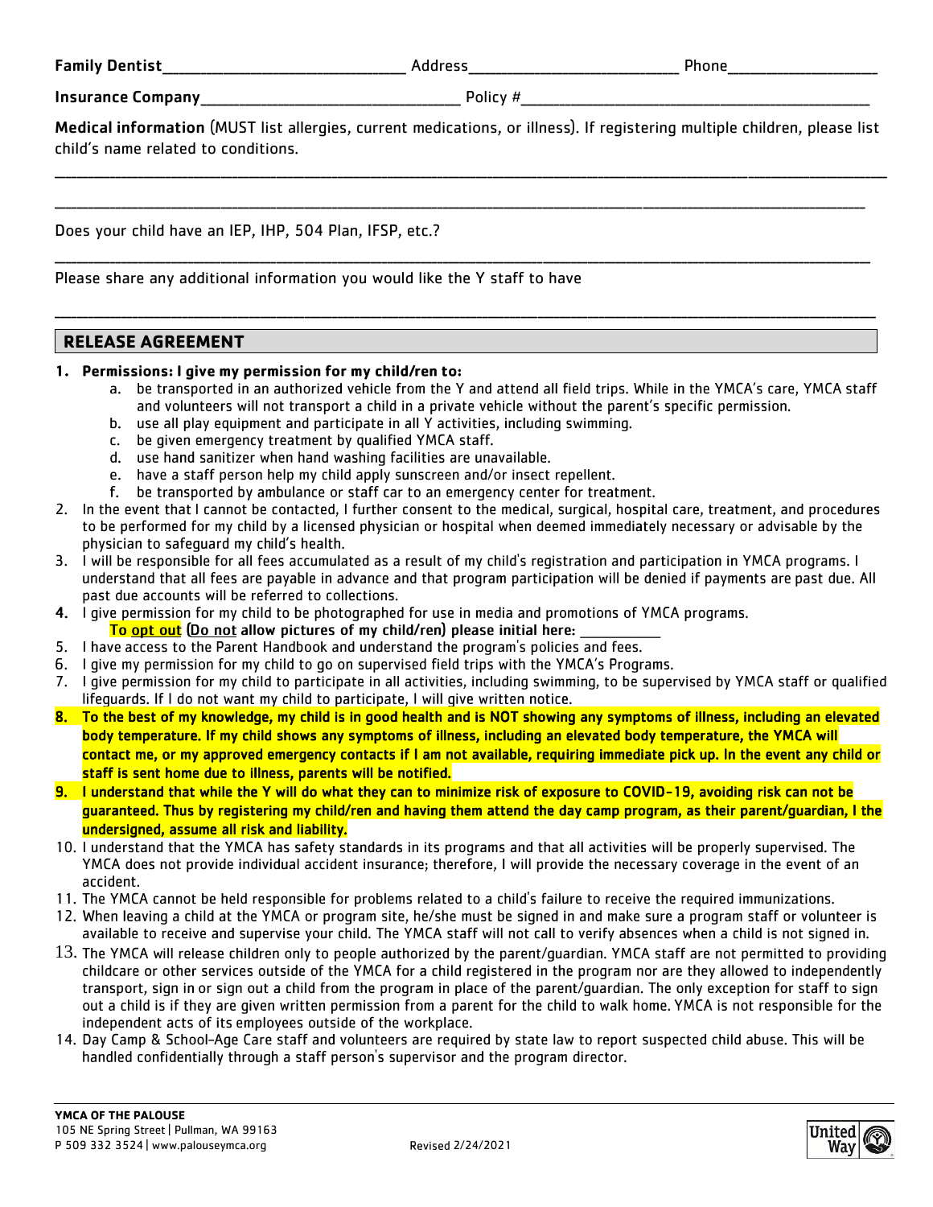**Family Dentist**_____________________________ Address_________________________ Phone__________________

**Insurance Company**______________________________ Policy #___________________________________________

**Medical information** (MUST list allergies, current medications, or illness). If registering multiple children, please list child's name related to conditions.

_____________________________________________________________________________________________________

_____________________________________________________________________________________________________

Does your child have an IEP, IHP, 504 Plan, IFSP, etc.?

_____________________________________________________________________________________________________

Please share any additional information you would like the Y staff to have

_____________________________________________________________________________________________________

## RELEASE AGREEMENT

1. **Permissions: I give my permission for my child/ren to:**
   a. be transported in an authorized vehicle from the Y and attend all field trips. While in the YMCA's care, YMCA staff and volunteers will not transport a child in a private vehicle without the parent's specific permission.
   b. use all play equipment and participate in all Y activities, including swimming.
   c. be given emergency treatment by qualified YMCA staff.
   d. use hand sanitizer when hand washing facilities are unavailable.
   e. have a staff person help my child apply sunscreen and/or insect repellent.
   f. be transported by ambulance or staff car to an emergency center for treatment.
2. In the event that I cannot be contacted, I further consent to the medical, surgical, hospital care, treatment, and procedures to be performed for my child by a licensed physician or hospital when deemed immediately necessary or advisable by the physician to safeguard my child's health.
3. I will be responsible for all fees accumulated as a result of my child's registration and participation in YMCA programs. I understand that all fees are payable in advance and that program participation will be denied if payments are past due. All past due accounts will be referred to collections.
4. I give permission for my child to be photographed for use in media and promotions of YMCA programs.
   **To <u>opt out</u> (<u>Do not</u> allow pictures of my child/ren) please initial here:** ___________
5. I have access to the Parent Handbook and understand the program's policies and fees.
6. I give my permission for my child to go on supervised field trips with the YMCA's Programs.
7. I give permission for my child to participate in all activities, including swimming, to be supervised by YMCA staff or qualified lifeguards. If I do not want my child to participate, I will give written notice.
8. **To the best of my knowledge, my child is in good health and is NOT showing any symptoms of illness, including an elevated body temperature. If my child shows any symptoms of illness, including an elevated body temperature, the YMCA will contact me, or my approved emergency contacts if I am not available, requiring immediate pick up. In the event any child or staff is sent home due to illness, parents will be notified.**
9. **I understand that while the Y will do what they can to minimize risk of exposure to COVID-19, avoiding risk can not be guaranteed. Thus by registering my child/ren and having them attend the day camp program, as their parent/guardian, I the undersigned, assume all risk and liability.**
10. I understand that the YMCA has safety standards in its programs and that all activities will be properly supervised. The YMCA does not provide individual accident insurance; therefore, I will provide the necessary coverage in the event of an accident.
11. The YMCA cannot be held responsible for problems related to a child's failure to receive the required immunizations.
12. When leaving a child at the YMCA or program site, he/she must be signed in and make sure a program staff or volunteer is available to receive and supervise your child. The YMCA staff will not call to verify absences when a child is not signed in.
13. The YMCA will release children only to people authorized by the parent/guardian. YMCA staff are not permitted to providing childcare or other services outside of the YMCA for a child registered in the program nor are they allowed to independently transport, sign in or sign out a child from the program in place of the parent/guardian. The only exception for staff to sign out a child is if they are given written permission from a parent for the child to walk home. YMCA is not responsible for the independent acts of its employees outside of the workplace.
14. Day Camp & School-Age Care staff and volunteers are required by state law to report suspected child abuse. This will be handled confidentially through a staff person's supervisor and the program director.

**YMCA OF THE PALOUSE**
105 NE Spring Street | Pullman, WA 99163
P 509 332 3524 | www.palouseymca.org

Revised 2/24/2021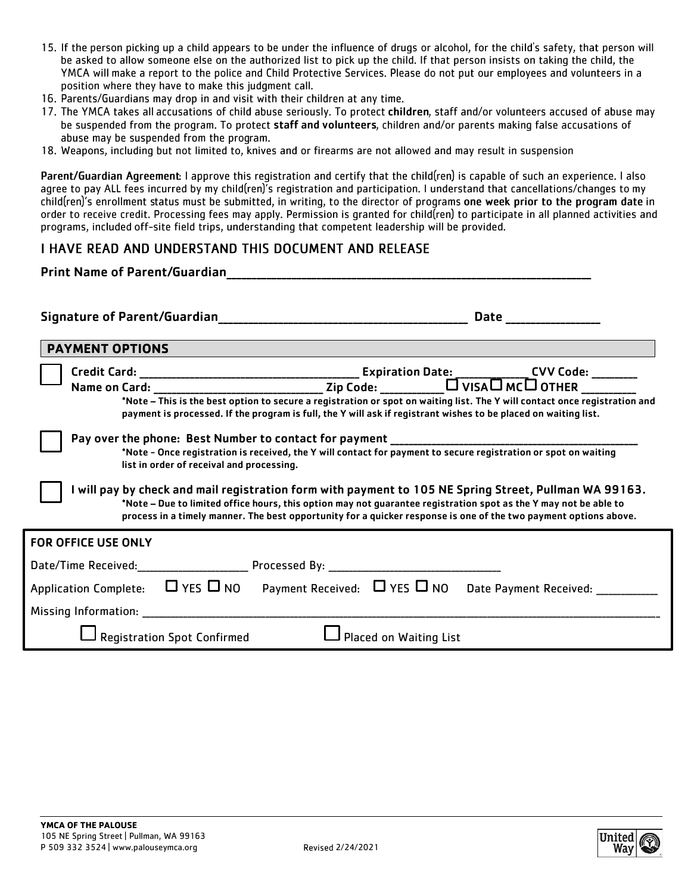15. If the person picking up a child appears to be under the influence of drugs or alcohol, for the child's safety, that person will be asked to allow someone else on the authorized list to pick up the child. If that person insists on taking the child, the YMCA will make a report to the police and Child Protective Services. Please do not put our employees and volunteers in a position where they have to make this judgment call.
16. Parents/Guardians may drop in and visit with their children at any time.
17. The YMCA takes all accusations of child abuse seriously. To protect **children**, staff and/or volunteers accused of abuse may be suspended from the program. To protect **staff and volunteers**, children and/or parents making false accusations of abuse may be suspended from the program.
18. Weapons, including but not limited to, knives and or firearms are not allowed and may result in suspension

**Parent/Guardian Agreement**: I approve this registration and certify that the child(ren) is capable of such an experience. I also agree to pay ALL fees incurred by my child(ren)'s registration and participation. I understand that cancellations/changes to my child(ren)'s enrollment status must be submitted, in writing, to the director of programs **one week prior to the program date** in order to receive credit. Processing fees may apply. Permission is granted for child(ren) to participate in all planned activities and programs, included off-site field trips, understanding that competent leadership will be provided.

## I HAVE READ AND UNDERSTAND THIS DOCUMENT AND RELEASE

**Print Name of Parent/Guardian**______________________________________________

**Signature of Parent/Guardian**________________________________ **Date** ____________

## PAYMENT OPTIONS

☐ **Credit Card:** ____________________________ **Expiration Date:** __________ **CVV Code:** ______
**Name on Card:** ______________________ **Zip Code:** ________ ☐ **VISA** ☐ **MC** ☐ **OTHER** ________
**\*Note – This is the best option to secure a registration or spot on waiting list. The Y will contact once registration and payment is processed. If the program is full, the Y will ask if registrant wishes to be placed on waiting list.**

☐ **Pay over the phone: Best Number to contact for payment** ________________________________
**\*Note - Once registration is received, the Y will contact for payment to secure registration or spot on waiting list in order of receival and processing.**

☐ **I will pay by check and mail registration form with payment to 105 NE Spring Street, Pullman WA 99163.**
**\*Note – Due to limited office hours, this option may not guarantee registration spot as the Y may not be able to process in a timely manner. The best opportunity for a quicker response is one of the two payment options above.**

**FOR OFFICE USE ONLY**

Date/Time Received:______________ Processed By: ______________________

Application Complete: ☐ YES ☐ NO   Payment Received: ☐ YES ☐ NO   Date Payment Received: ________

Missing Information: ________________________________________________________________

☐ Registration Spot Confirmed   ☐ Placed on Waiting List